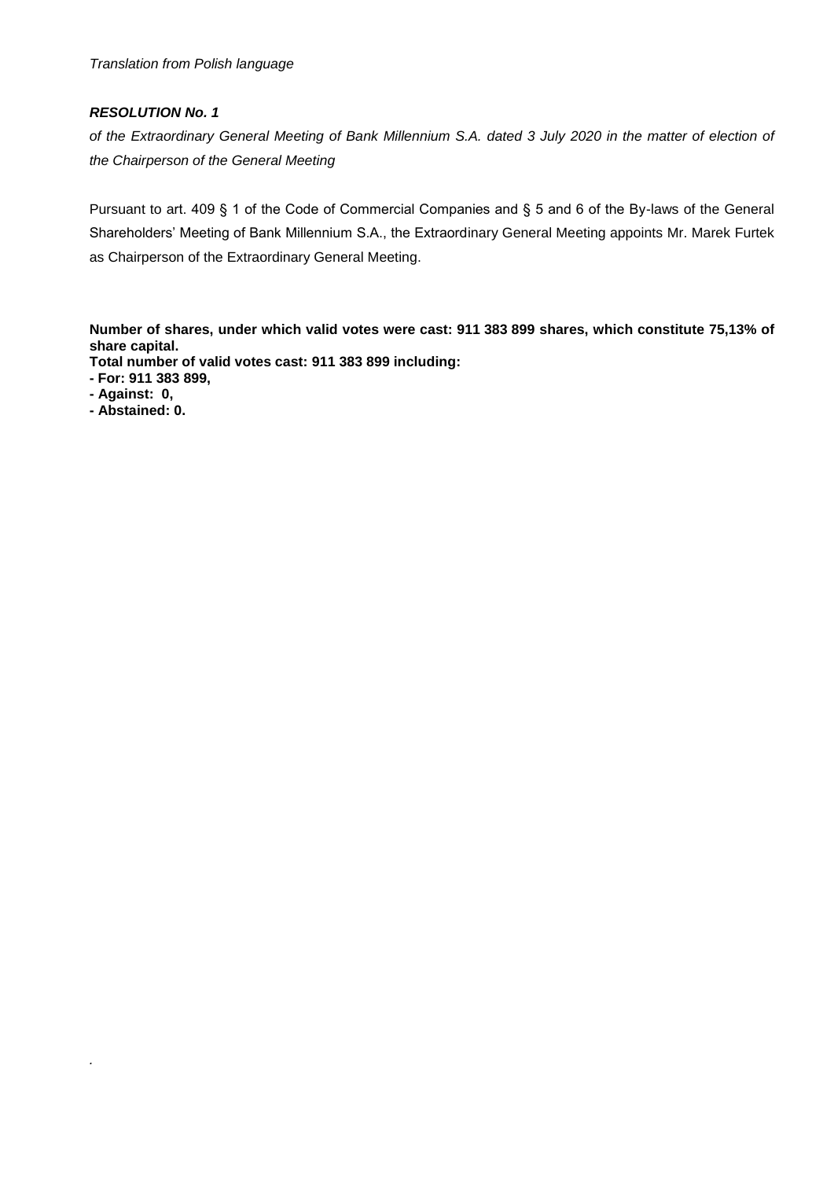*Translation from Polish language*

***RESOLUTION No. 1***

*of the Extraordinary General Meeting of Bank Millennium S.A. dated 3 July 2020 in the matter of election of the Chairperson of the General Meeting*

Pursuant to art. 409 § 1 of the Code of Commercial Companies and § 5 and 6 of the By-laws of the General Shareholders' Meeting of Bank Millennium S.A., the Extraordinary General Meeting appoints Mr. Marek Furtek as Chairperson of the Extraordinary General Meeting.

**Number of shares, under which valid votes were cast: 911 383 899 shares, which constitute 75,13% of share capital.**
**Total number of valid votes cast: 911 383 899 including:**
**- For: 911 383 899,**
**- Against: 0,**
**- Abstained: 0.**

.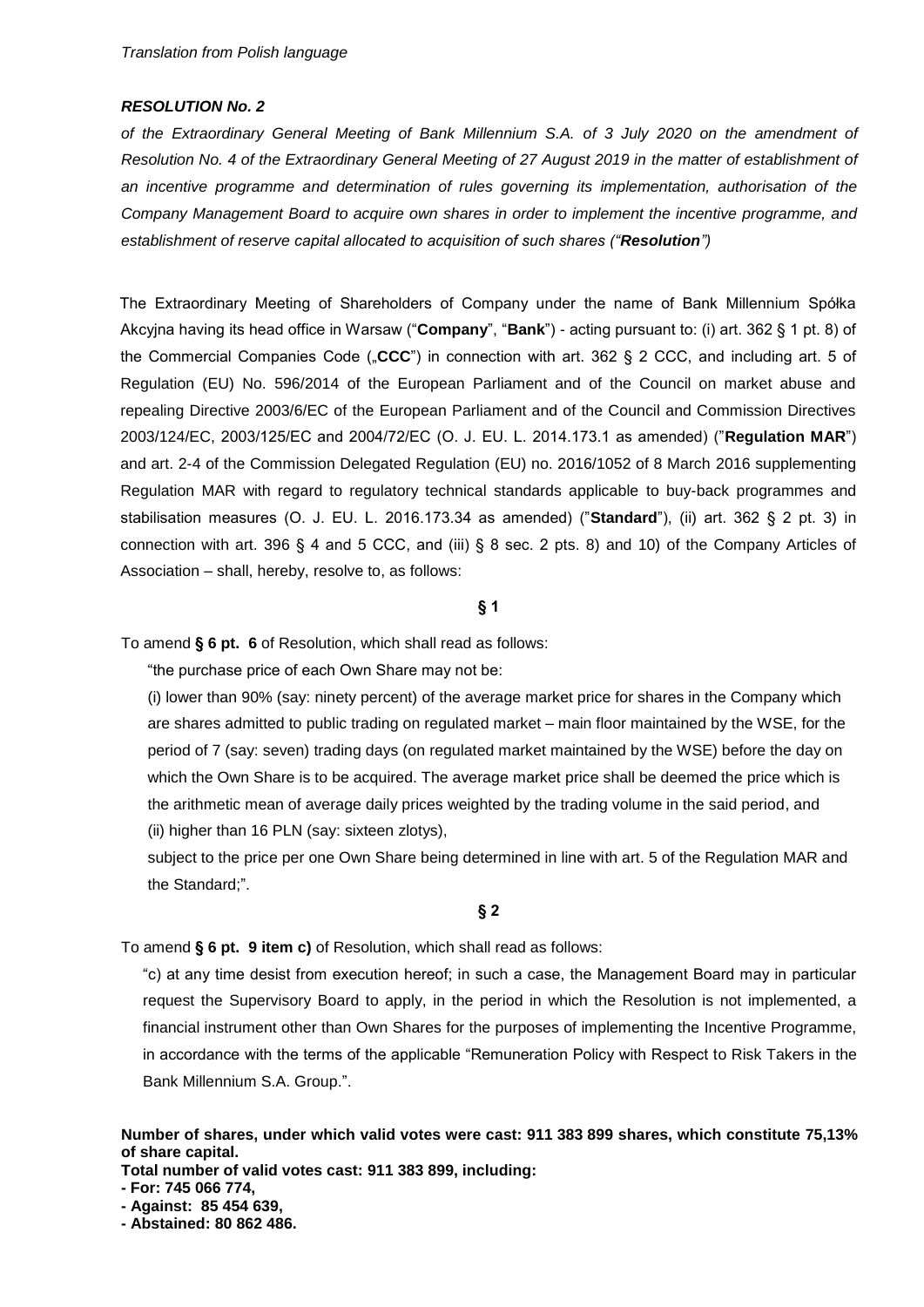*Translation from Polish language*

***RESOLUTION No. 2***

*of the Extraordinary General Meeting of Bank Millennium S.A. of 3 July 2020 on the amendment of Resolution No. 4 of the Extraordinary General Meeting of 27 August 2019 in the matter of establishment of an incentive programme and determination of rules governing its implementation, authorisation of the Company Management Board to acquire own shares in order to implement the incentive programme, and establishment of reserve capital allocated to acquisition of such shares ("**Resolution**")*

The Extraordinary Meeting of Shareholders of Company under the name of Bank Millennium Spółka Akcyjna having its head office in Warsaw ("**Company**", "**Bank**") - acting pursuant to: (i) art. 362 § 1 pt. 8) of the Commercial Companies Code („**CCC**") in connection with art. 362 § 2 CCC, and including art. 5 of Regulation (EU) No. 596/2014 of the European Parliament and of the Council on market abuse and repealing Directive 2003/6/EC of the European Parliament and of the Council and Commission Directives 2003/124/EC, 2003/125/EC and 2004/72/EC (O. J. EU. L. 2014.173.1 as amended) ("**Regulation MAR**") and art. 2-4 of the Commission Delegated Regulation (EU) no. 2016/1052 of 8 March 2016 supplementing Regulation MAR with regard to regulatory technical standards applicable to buy-back programmes and stabilisation measures (O. J. EU. L. 2016.173.34 as amended) ("**Standard**"), (ii) art. 362 § 2 pt. 3) in connection with art. 396 § 4 and 5 CCC, and (iii) § 8 sec. 2 pts. 8) and 10) of the Company Articles of Association – shall, hereby, resolve to, as follows:

**§ 1**

To amend **§ 6 pt. 6** of Resolution, which shall read as follows:

"the purchase price of each Own Share may not be:

(i) lower than 90% (say: ninety percent) of the average market price for shares in the Company which are shares admitted to public trading on regulated market – main floor maintained by the WSE, for the period of 7 (say: seven) trading days (on regulated market maintained by the WSE) before the day on which the Own Share is to be acquired. The average market price shall be deemed the price which is the arithmetic mean of average daily prices weighted by the trading volume in the said period, and

(ii) higher than 16 PLN (say: sixteen zlotys),

subject to the price per one Own Share being determined in line with art. 5 of the Regulation MAR and the Standard;".

**§ 2**

To amend **§ 6 pt. 9 item c)** of Resolution, which shall read as follows:

"c) at any time desist from execution hereof; in such a case, the Management Board may in particular request the Supervisory Board to apply, in the period in which the Resolution is not implemented, a financial instrument other than Own Shares for the purposes of implementing the Incentive Programme, in accordance with the terms of the applicable "Remuneration Policy with Respect to Risk Takers in the Bank Millennium S.A. Group.".

**Number of shares, under which valid votes were cast: 911 383 899 shares, which constitute 75,13% of share capital.**

**Total number of valid votes cast: 911 383 899, including:**

**- For: 745 066 774,**

**- Against: 85 454 639,**

**- Abstained: 80 862 486.**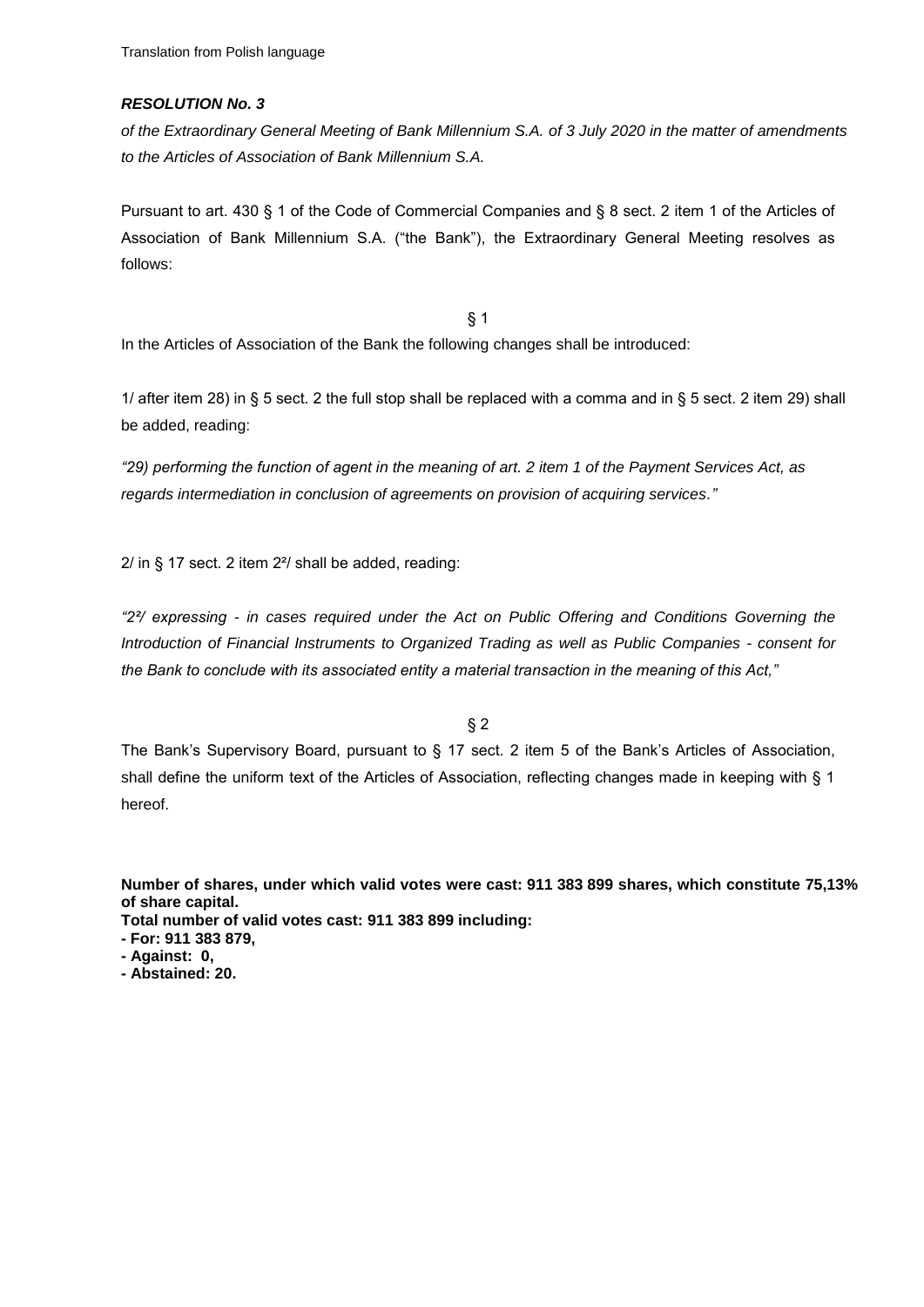Translation from Polish language

***RESOLUTION No. 3***

*of the Extraordinary General Meeting of Bank Millennium S.A. of 3 July 2020 in the matter of amendments to the Articles of Association of Bank Millennium S.A.*

Pursuant to art. 430 § 1 of the Code of Commercial Companies and § 8 sect. 2 item 1 of the Articles of Association of Bank Millennium S.A. ("the Bank"), the Extraordinary General Meeting resolves as follows:

§ 1

In the Articles of Association of the Bank the following changes shall be introduced:

1/ after item 28) in § 5 sect. 2 the full stop shall be replaced with a comma and in § 5 sect. 2 item 29) shall be added, reading:

*"29) performing the function of agent in the meaning of art. 2 item 1 of the Payment Services Act, as regards intermediation in conclusion of agreements on provision of acquiring services."*

2/ in § 17 sect. 2 item $2^2$/ shall be added, reading:

*"$2^2$/ expressing - in cases required under the Act on Public Offering and Conditions Governing the Introduction of Financial Instruments to Organized Trading as well as Public Companies - consent for the Bank to conclude with its associated entity a material transaction in the meaning of this Act,"*

§ 2

The Bank's Supervisory Board, pursuant to § 17 sect. 2 item 5 of the Bank's Articles of Association, shall define the uniform text of the Articles of Association, reflecting changes made in keeping with § 1 hereof.

**Number of shares, under which valid votes were cast: 911 383 899 shares, which constitute 75,13% of share capital.**
**Total number of valid votes cast: 911 383 899 including:**
**- For: 911 383 879,**
**- Against: 0,**
**- Abstained: 20.**